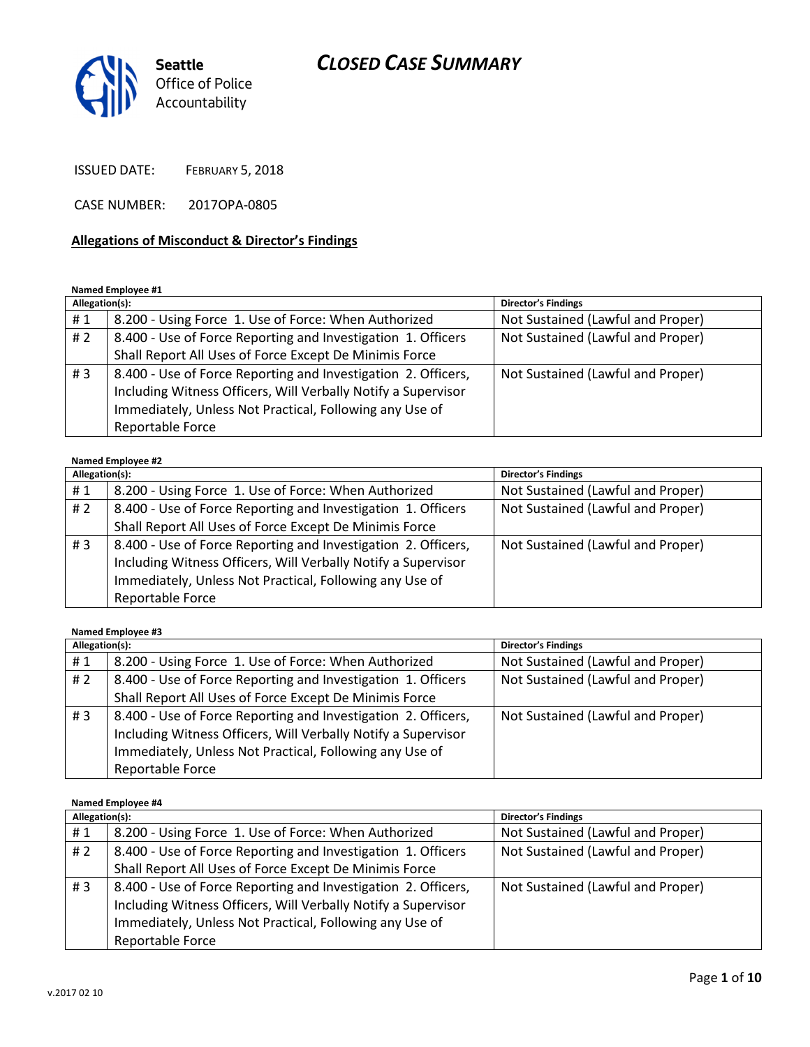# CLOSED CASE SUMMARY

Seattle Office of Police Accountability

ISSUED DATE: FEBRUARY 5, 2018

CASE NUMBER: 2017OPA-0805

## Allegations of Misconduct & Director's Findings

**Named Employee #1**

| Allegation(s): | | Director's Findings |
|---|---|---|
| # 1 | 8.200 - Using Force 1. Use of Force: When Authorized | Not Sustained (Lawful and Proper) |
| # 2 | 8.400 - Use of Force Reporting and Investigation 1. Officers Shall Report All Uses of Force Except De Minimis Force | Not Sustained (Lawful and Proper) |
| # 3 | 8.400 - Use of Force Reporting and Investigation 2. Officers, Including Witness Officers, Will Verbally Notify a Supervisor Immediately, Unless Not Practical, Following any Use of Reportable Force | Not Sustained (Lawful and Proper) |

**Named Employee #2**

| Allegation(s): | | Director's Findings |
|---|---|---|
| # 1 | 8.200 - Using Force 1. Use of Force: When Authorized | Not Sustained (Lawful and Proper) |
| # 2 | 8.400 - Use of Force Reporting and Investigation 1. Officers Shall Report All Uses of Force Except De Minimis Force | Not Sustained (Lawful and Proper) |
| # 3 | 8.400 - Use of Force Reporting and Investigation 2. Officers, Including Witness Officers, Will Verbally Notify a Supervisor Immediately, Unless Not Practical, Following any Use of Reportable Force | Not Sustained (Lawful and Proper) |

**Named Employee #3**

| Allegation(s): | | Director's Findings |
|---|---|---|
| # 1 | 8.200 - Using Force 1. Use of Force: When Authorized | Not Sustained (Lawful and Proper) |
| # 2 | 8.400 - Use of Force Reporting and Investigation 1. Officers Shall Report All Uses of Force Except De Minimis Force | Not Sustained (Lawful and Proper) |
| # 3 | 8.400 - Use of Force Reporting and Investigation 2. Officers, Including Witness Officers, Will Verbally Notify a Supervisor Immediately, Unless Not Practical, Following any Use of Reportable Force | Not Sustained (Lawful and Proper) |

**Named Employee #4**

| Allegation(s): | | Director's Findings |
|---|---|---|
| # 1 | 8.200 - Using Force 1. Use of Force: When Authorized | Not Sustained (Lawful and Proper) |
| # 2 | 8.400 - Use of Force Reporting and Investigation 1. Officers Shall Report All Uses of Force Except De Minimis Force | Not Sustained (Lawful and Proper) |
| # 3 | 8.400 - Use of Force Reporting and Investigation 2. Officers, Including Witness Officers, Will Verbally Notify a Supervisor Immediately, Unless Not Practical, Following any Use of Reportable Force | Not Sustained (Lawful and Proper) |

v.2017 02 10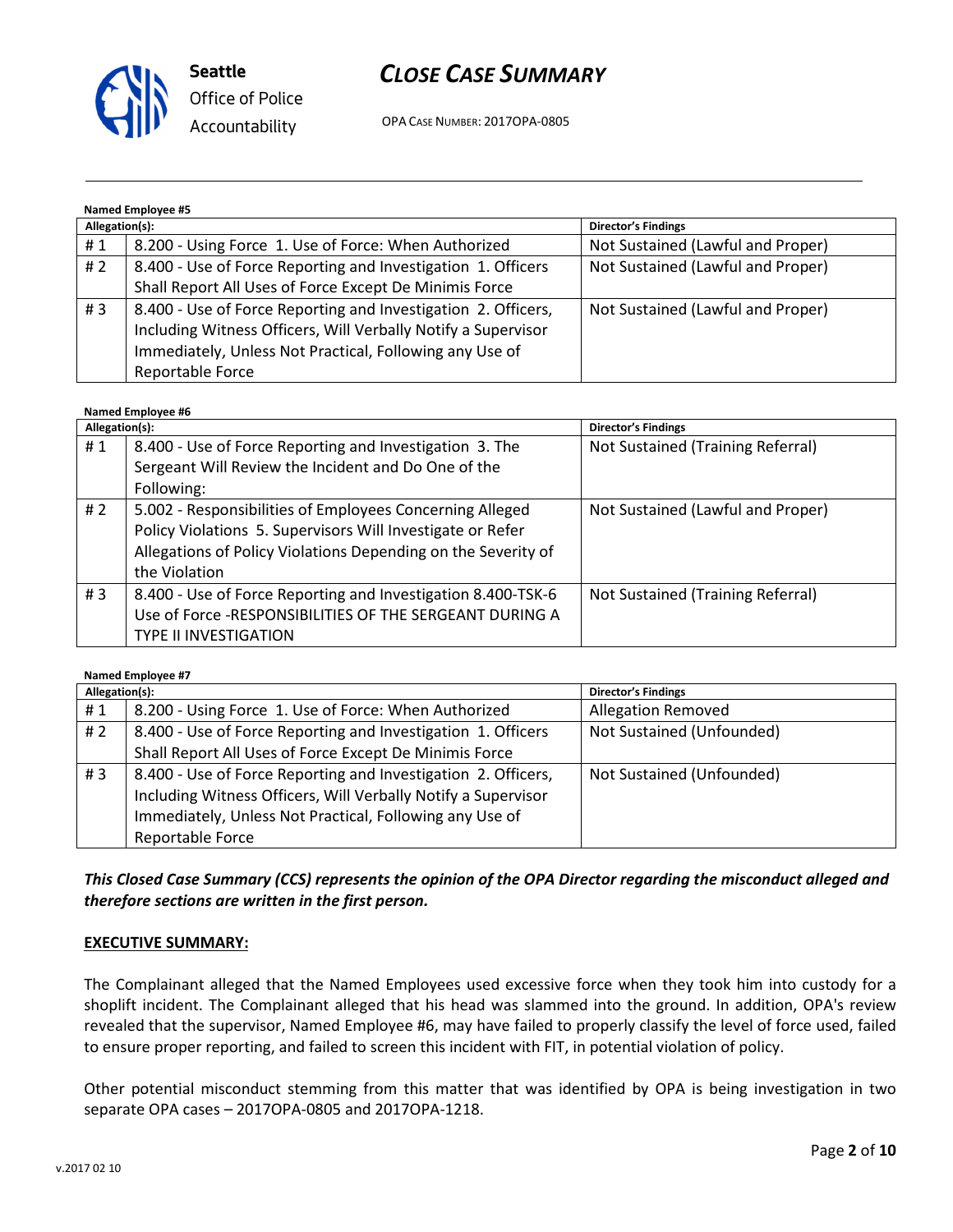**Named Employee #5**

| Allegation(s): | | Director's Findings |
|---|---|---|
| # 1 | 8.200 - Using Force 1. Use of Force: When Authorized | Not Sustained (Lawful and Proper) |
| # 2 | 8.400 - Use of Force Reporting and Investigation 1. Officers Shall Report All Uses of Force Except De Minimis Force | Not Sustained (Lawful and Proper) |
| # 3 | 8.400 - Use of Force Reporting and Investigation 2. Officers, Including Witness Officers, Will Verbally Notify a Supervisor Immediately, Unless Not Practical, Following any Use of Reportable Force | Not Sustained (Lawful and Proper) |

**Named Employee #6**

| Allegation(s): | | Director's Findings |
|---|---|---|
| # 1 | 8.400 - Use of Force Reporting and Investigation 3. The Sergeant Will Review the Incident and Do One of the Following: | Not Sustained (Training Referral) |
| # 2 | 5.002 - Responsibilities of Employees Concerning Alleged Policy Violations 5. Supervisors Will Investigate or Refer Allegations of Policy Violations Depending on the Severity of the Violation | Not Sustained (Lawful and Proper) |
| # 3 | 8.400 - Use of Force Reporting and Investigation 8.400-TSK-6 Use of Force -RESPONSIBILITIES OF THE SERGEANT DURING A TYPE II INVESTIGATION | Not Sustained (Training Referral) |

**Named Employee #7**

| Allegation(s): | | Director's Findings |
|---|---|---|
| # 1 | 8.200 - Using Force 1. Use of Force: When Authorized | Allegation Removed |
| # 2 | 8.400 - Use of Force Reporting and Investigation 1. Officers Shall Report All Uses of Force Except De Minimis Force | Not Sustained (Unfounded) |
| # 3 | 8.400 - Use of Force Reporting and Investigation 2. Officers, Including Witness Officers, Will Verbally Notify a Supervisor Immediately, Unless Not Practical, Following any Use of Reportable Force | Not Sustained (Unfounded) |

***This Closed Case Summary (CCS) represents the opinion of the OPA Director regarding the misconduct alleged and therefore sections are written in the first person.***

**EXECUTIVE SUMMARY:**

The Complainant alleged that the Named Employees used excessive force when they took him into custody for a shoplift incident. The Complainant alleged that his head was slammed into the ground. In addition, OPA's review revealed that the supervisor, Named Employee #6, may have failed to properly classify the level of force used, failed to ensure proper reporting, and failed to screen this incident with FIT, in potential violation of policy.

Other potential misconduct stemming from this matter that was identified by OPA is being investigation in two separate OPA cases – 2017OPA-0805 and 2017OPA-1218.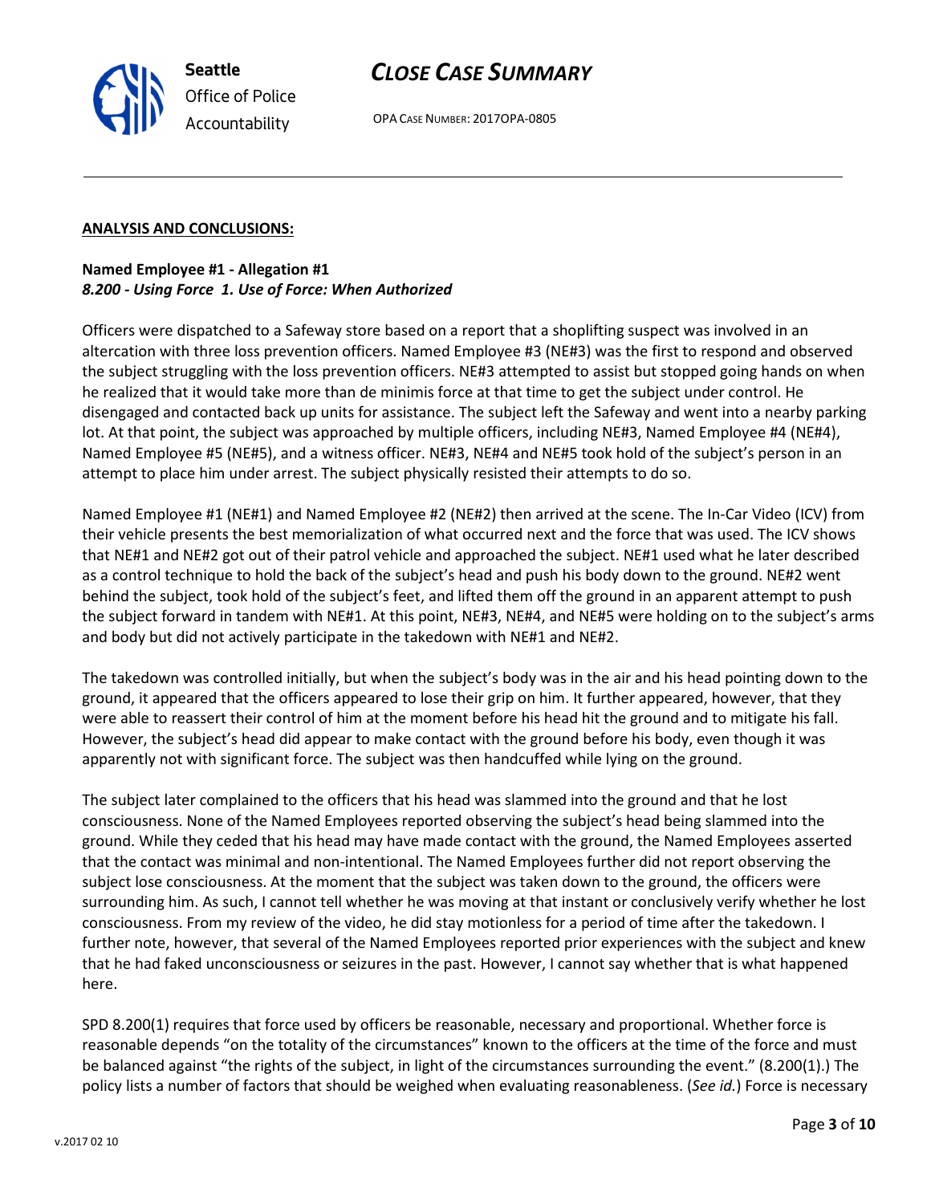**ANALYSIS AND CONCLUSIONS:**

**Named Employee #1 - Allegation #1**
***8.200 - Using Force 1. Use of Force: When Authorized***

Officers were dispatched to a Safeway store based on a report that a shoplifting suspect was involved in an altercation with three loss prevention officers. Named Employee #3 (NE#3) was the first to respond and observed the subject struggling with the loss prevention officers. NE#3 attempted to assist but stopped going hands on when he realized that it would take more than de minimis force at that time to get the subject under control. He disengaged and contacted back up units for assistance. The subject left the Safeway and went into a nearby parking lot. At that point, the subject was approached by multiple officers, including NE#3, Named Employee #4 (NE#4), Named Employee #5 (NE#5), and a witness officer. NE#3, NE#4 and NE#5 took hold of the subject's person in an attempt to place him under arrest. The subject physically resisted their attempts to do so.

Named Employee #1 (NE#1) and Named Employee #2 (NE#2) then arrived at the scene. The In-Car Video (ICV) from their vehicle presents the best memorialization of what occurred next and the force that was used. The ICV shows that NE#1 and NE#2 got out of their patrol vehicle and approached the subject. NE#1 used what he later described as a control technique to hold the back of the subject's head and push his body down to the ground. NE#2 went behind the subject, took hold of the subject's feet, and lifted them off the ground in an apparent attempt to push the subject forward in tandem with NE#1. At this point, NE#3, NE#4, and NE#5 were holding on to the subject's arms and body but did not actively participate in the takedown with NE#1 and NE#2.

The takedown was controlled initially, but when the subject's body was in the air and his head pointing down to the ground, it appeared that the officers appeared to lose their grip on him. It further appeared, however, that they were able to reassert their control of him at the moment before his head hit the ground and to mitigate his fall. However, the subject's head did appear to make contact with the ground before his body, even though it was apparently not with significant force. The subject was then handcuffed while lying on the ground.

The subject later complained to the officers that his head was slammed into the ground and that he lost consciousness. None of the Named Employees reported observing the subject's head being slammed into the ground. While they ceded that his head may have made contact with the ground, the Named Employees asserted that the contact was minimal and non-intentional. The Named Employees further did not report observing the subject lose consciousness. At the moment that the subject was taken down to the ground, the officers were surrounding him. As such, I cannot tell whether he was moving at that instant or conclusively verify whether he lost consciousness. From my review of the video, he did stay motionless for a period of time after the takedown. I further note, however, that several of the Named Employees reported prior experiences with the subject and knew that he had faked unconsciousness or seizures in the past. However, I cannot say whether that is what happened here.

SPD 8.200(1) requires that force used by officers be reasonable, necessary and proportional. Whether force is reasonable depends "on the totality of the circumstances" known to the officers at the time of the force and must be balanced against "the rights of the subject, in light of the circumstances surrounding the event." (8.200(1).) The policy lists a number of factors that should be weighed when evaluating reasonableness. (*See id.*) Force is necessary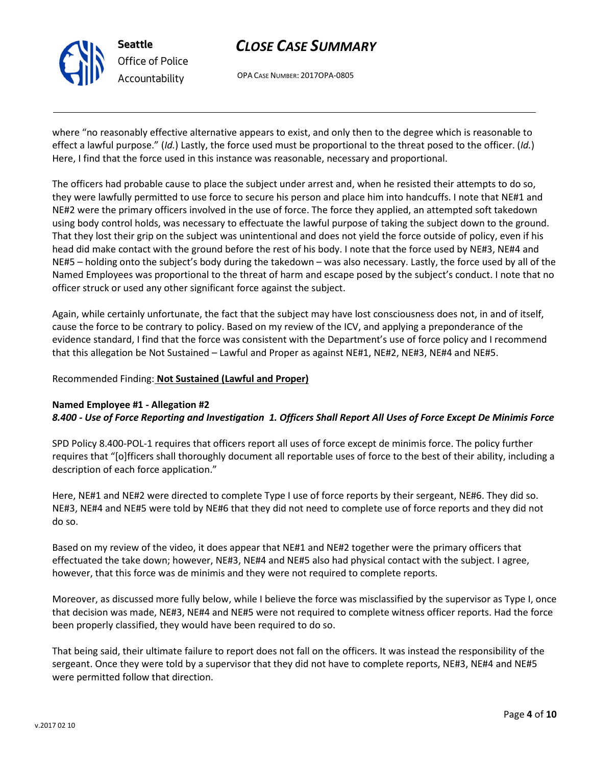where "no reasonably effective alternative appears to exist, and only then to the degree which is reasonable to effect a lawful purpose." (*Id.*) Lastly, the force used must be proportional to the threat posed to the officer. (*Id.*) Here, I find that the force used in this instance was reasonable, necessary and proportional.

The officers had probable cause to place the subject under arrest and, when he resisted their attempts to do so, they were lawfully permitted to use force to secure his person and place him into handcuffs. I note that NE#1 and NE#2 were the primary officers involved in the use of force. The force they applied, an attempted soft takedown using body control holds, was necessary to effectuate the lawful purpose of taking the subject down to the ground. That they lost their grip on the subject was unintentional and does not yield the force outside of policy, even if his head did make contact with the ground before the rest of his body. I note that the force used by NE#3, NE#4 and NE#5 – holding onto the subject's body during the takedown – was also necessary. Lastly, the force used by all of the Named Employees was proportional to the threat of harm and escape posed by the subject's conduct. I note that no officer struck or used any other significant force against the subject.

Again, while certainly unfortunate, the fact that the subject may have lost consciousness does not, in and of itself, cause the force to be contrary to policy. Based on my review of the ICV, and applying a preponderance of the evidence standard, I find that the force was consistent with the Department's use of force policy and I recommend that this allegation be Not Sustained – Lawful and Proper as against NE#1, NE#2, NE#3, NE#4 and NE#5.

Recommended Finding: **Not Sustained (Lawful and Proper)**

**Named Employee #1 - Allegation #2**
***8.400 - Use of Force Reporting and Investigation 1. Officers Shall Report All Uses of Force Except De Minimis Force***

SPD Policy 8.400-POL-1 requires that officers report all uses of force except de minimis force. The policy further requires that "[o]fficers shall thoroughly document all reportable uses of force to the best of their ability, including a description of each force application."

Here, NE#1 and NE#2 were directed to complete Type I use of force reports by their sergeant, NE#6. They did so. NE#3, NE#4 and NE#5 were told by NE#6 that they did not need to complete use of force reports and they did not do so.

Based on my review of the video, it does appear that NE#1 and NE#2 together were the primary officers that effectuated the take down; however, NE#3, NE#4 and NE#5 also had physical contact with the subject. I agree, however, that this force was de minimis and they were not required to complete reports.

Moreover, as discussed more fully below, while I believe the force was misclassified by the supervisor as Type I, once that decision was made, NE#3, NE#4 and NE#5 were not required to complete witness officer reports. Had the force been properly classified, they would have been required to do so.

That being said, their ultimate failure to report does not fall on the officers. It was instead the responsibility of the sergeant. Once they were told by a supervisor that they did not have to complete reports, NE#3, NE#4 and NE#5 were permitted follow that direction.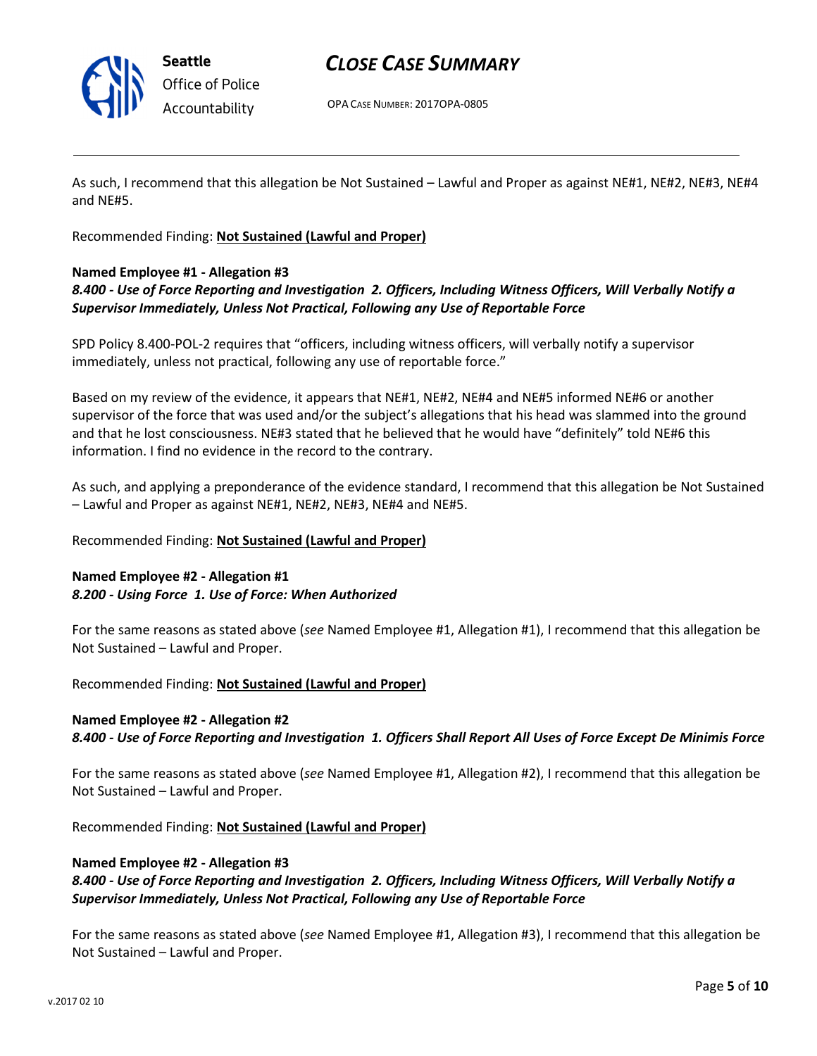As such, I recommend that this allegation be Not Sustained – Lawful and Proper as against NE#1, NE#2, NE#3, NE#4 and NE#5.

Recommended Finding: **Not Sustained (Lawful and Proper)**

**Named Employee #1 - Allegation #3**
***8.400 - Use of Force Reporting and Investigation 2. Officers, Including Witness Officers, Will Verbally Notify a Supervisor Immediately, Unless Not Practical, Following any Use of Reportable Force***

SPD Policy 8.400-POL-2 requires that "officers, including witness officers, will verbally notify a supervisor immediately, unless not practical, following any use of reportable force."

Based on my review of the evidence, it appears that NE#1, NE#2, NE#4 and NE#5 informed NE#6 or another supervisor of the force that was used and/or the subject's allegations that his head was slammed into the ground and that he lost consciousness. NE#3 stated that he believed that he would have "definitely" told NE#6 this information. I find no evidence in the record to the contrary.

As such, and applying a preponderance of the evidence standard, I recommend that this allegation be Not Sustained – Lawful and Proper as against NE#1, NE#2, NE#3, NE#4 and NE#5.

Recommended Finding: **Not Sustained (Lawful and Proper)**

**Named Employee #2 - Allegation #1**
***8.200 - Using Force 1. Use of Force: When Authorized***

For the same reasons as stated above (*see* Named Employee #1, Allegation #1), I recommend that this allegation be Not Sustained – Lawful and Proper.

Recommended Finding: **Not Sustained (Lawful and Proper)**

**Named Employee #2 - Allegation #2**
***8.400 - Use of Force Reporting and Investigation 1. Officers Shall Report All Uses of Force Except De Minimis Force***

For the same reasons as stated above (*see* Named Employee #1, Allegation #2), I recommend that this allegation be Not Sustained – Lawful and Proper.

Recommended Finding: **Not Sustained (Lawful and Proper)**

**Named Employee #2 - Allegation #3**
***8.400 - Use of Force Reporting and Investigation 2. Officers, Including Witness Officers, Will Verbally Notify a Supervisor Immediately, Unless Not Practical, Following any Use of Reportable Force***

For the same reasons as stated above (*see* Named Employee #1, Allegation #3), I recommend that this allegation be Not Sustained – Lawful and Proper.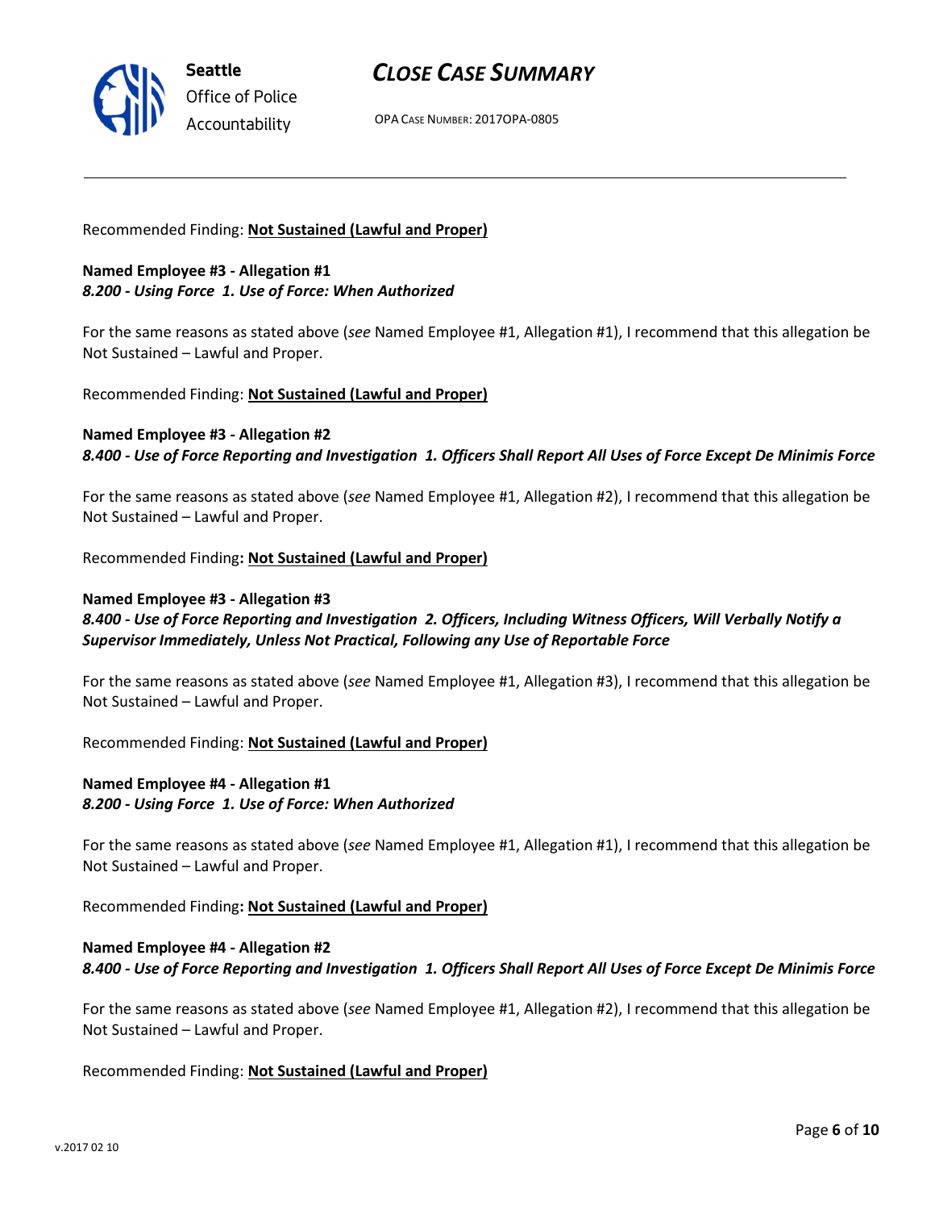Recommended Finding: **Not Sustained (Lawful and Proper)**

**Named Employee #3 - Allegation #1**
***8.200 - Using Force 1. Use of Force: When Authorized***

For the same reasons as stated above (*see* Named Employee #1, Allegation #1), I recommend that this allegation be Not Sustained – Lawful and Proper.

Recommended Finding: **Not Sustained (Lawful and Proper)**

**Named Employee #3 - Allegation #2**
***8.400 - Use of Force Reporting and Investigation 1. Officers Shall Report All Uses of Force Except De Minimis Force***

For the same reasons as stated above (*see* Named Employee #1, Allegation #2), I recommend that this allegation be Not Sustained – Lawful and Proper.

Recommended Finding**: Not Sustained (Lawful and Proper)**

**Named Employee #3 - Allegation #3**
***8.400 - Use of Force Reporting and Investigation 2. Officers, Including Witness Officers, Will Verbally Notify a Supervisor Immediately, Unless Not Practical, Following any Use of Reportable Force***

For the same reasons as stated above (*see* Named Employee #1, Allegation #3), I recommend that this allegation be Not Sustained – Lawful and Proper.

Recommended Finding: **Not Sustained (Lawful and Proper)**

**Named Employee #4 - Allegation #1**
***8.200 - Using Force 1. Use of Force: When Authorized***

For the same reasons as stated above (*see* Named Employee #1, Allegation #1), I recommend that this allegation be Not Sustained – Lawful and Proper.

Recommended Finding**: Not Sustained (Lawful and Proper)**

**Named Employee #4 - Allegation #2**
***8.400 - Use of Force Reporting and Investigation 1. Officers Shall Report All Uses of Force Except De Minimis Force***

For the same reasons as stated above (*see* Named Employee #1, Allegation #2), I recommend that this allegation be Not Sustained – Lawful and Proper.

Recommended Finding: **Not Sustained (Lawful and Proper)**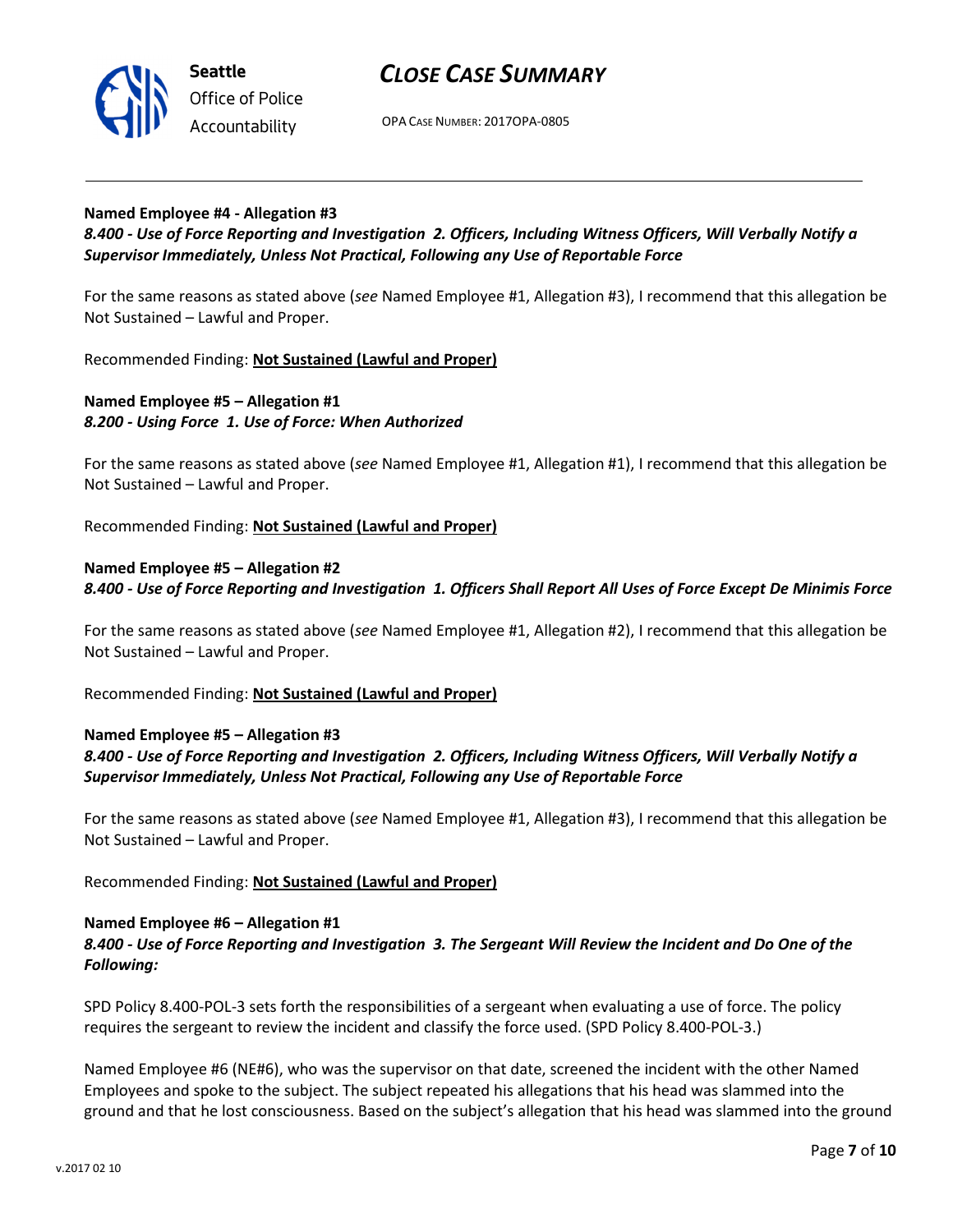**Named Employee #4 - Allegation #3**
***8.400 - Use of Force Reporting and Investigation 2. Officers, Including Witness Officers, Will Verbally Notify a Supervisor Immediately, Unless Not Practical, Following any Use of Reportable Force***

For the same reasons as stated above (*see* Named Employee #1, Allegation #3), I recommend that this allegation be Not Sustained – Lawful and Proper.

Recommended Finding: **Not Sustained (Lawful and Proper)**

**Named Employee #5 – Allegation #1**
***8.200 - Using Force 1. Use of Force: When Authorized***

For the same reasons as stated above (*see* Named Employee #1, Allegation #1), I recommend that this allegation be Not Sustained – Lawful and Proper.

Recommended Finding: **Not Sustained (Lawful and Proper)**

**Named Employee #5 – Allegation #2**
***8.400 - Use of Force Reporting and Investigation 1. Officers Shall Report All Uses of Force Except De Minimis Force***

For the same reasons as stated above (*see* Named Employee #1, Allegation #2), I recommend that this allegation be Not Sustained – Lawful and Proper.

Recommended Finding: **Not Sustained (Lawful and Proper)**

**Named Employee #5 – Allegation #3**
***8.400 - Use of Force Reporting and Investigation 2. Officers, Including Witness Officers, Will Verbally Notify a Supervisor Immediately, Unless Not Practical, Following any Use of Reportable Force***

For the same reasons as stated above (*see* Named Employee #1, Allegation #3), I recommend that this allegation be Not Sustained – Lawful and Proper.

Recommended Finding: **Not Sustained (Lawful and Proper)**

**Named Employee #6 – Allegation #1**
***8.400 - Use of Force Reporting and Investigation 3. The Sergeant Will Review the Incident and Do One of the Following:***

SPD Policy 8.400-POL-3 sets forth the responsibilities of a sergeant when evaluating a use of force. The policy requires the sergeant to review the incident and classify the force used. (SPD Policy 8.400-POL-3.)

Named Employee #6 (NE#6), who was the supervisor on that date, screened the incident with the other Named Employees and spoke to the subject. The subject repeated his allegations that his head was slammed into the ground and that he lost consciousness. Based on the subject's allegation that his head was slammed into the ground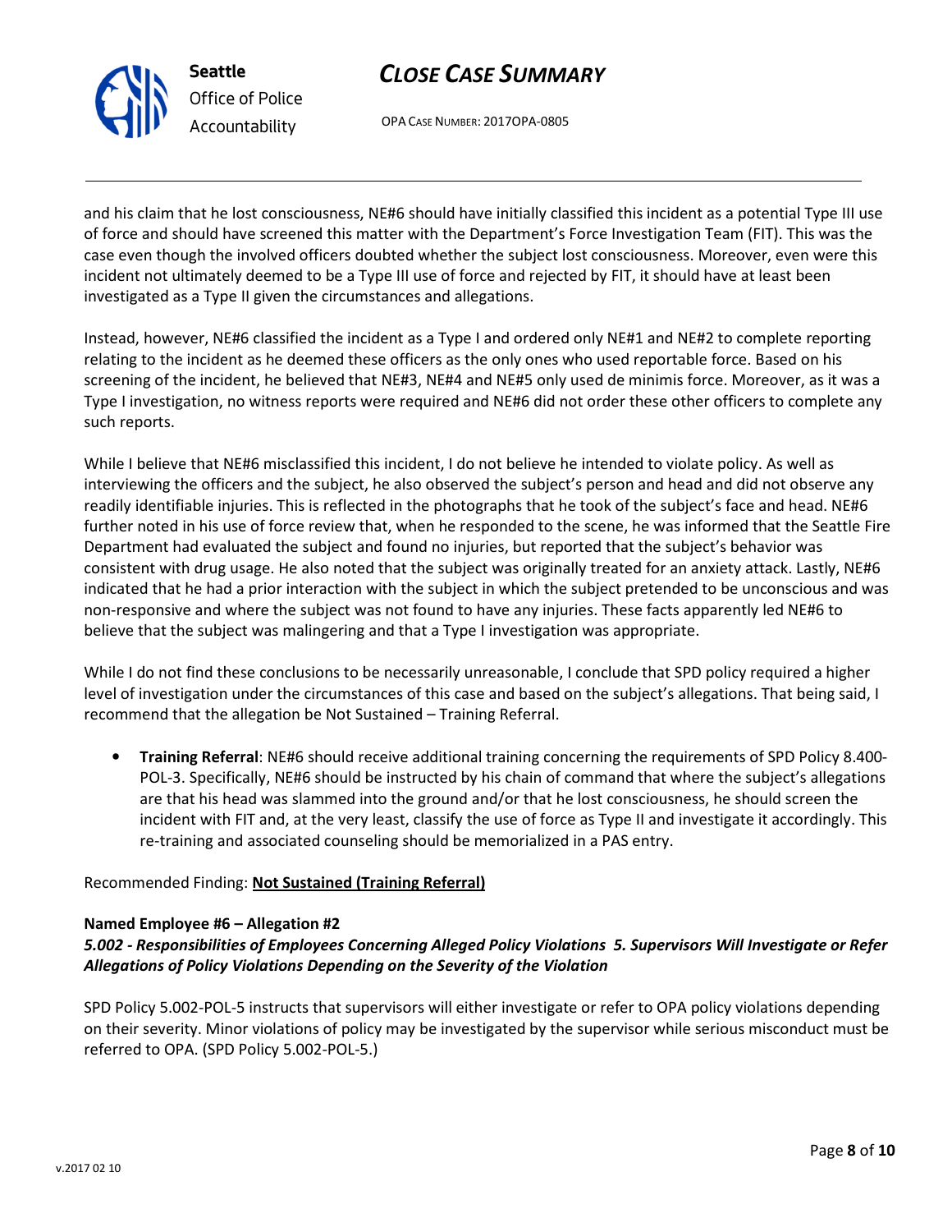and his claim that he lost consciousness, NE#6 should have initially classified this incident as a potential Type III use of force and should have screened this matter with the Department's Force Investigation Team (FIT). This was the case even though the involved officers doubted whether the subject lost consciousness. Moreover, even were this incident not ultimately deemed to be a Type III use of force and rejected by FIT, it should have at least been investigated as a Type II given the circumstances and allegations.

Instead, however, NE#6 classified the incident as a Type I and ordered only NE#1 and NE#2 to complete reporting relating to the incident as he deemed these officers as the only ones who used reportable force. Based on his screening of the incident, he believed that NE#3, NE#4 and NE#5 only used de minimis force. Moreover, as it was a Type I investigation, no witness reports were required and NE#6 did not order these other officers to complete any such reports.

While I believe that NE#6 misclassified this incident, I do not believe he intended to violate policy. As well as interviewing the officers and the subject, he also observed the subject's person and head and did not observe any readily identifiable injuries. This is reflected in the photographs that he took of the subject's face and head. NE#6 further noted in his use of force review that, when he responded to the scene, he was informed that the Seattle Fire Department had evaluated the subject and found no injuries, but reported that the subject's behavior was consistent with drug usage. He also noted that the subject was originally treated for an anxiety attack. Lastly, NE#6 indicated that he had a prior interaction with the subject in which the subject pretended to be unconscious and was non-responsive and where the subject was not found to have any injuries. These facts apparently led NE#6 to believe that the subject was malingering and that a Type I investigation was appropriate.

While I do not find these conclusions to be necessarily unreasonable, I conclude that SPD policy required a higher level of investigation under the circumstances of this case and based on the subject's allegations. That being said, I recommend that the allegation be Not Sustained – Training Referral.

- **Training Referral**: NE#6 should receive additional training concerning the requirements of SPD Policy 8.400-POL-3. Specifically, NE#6 should be instructed by his chain of command that where the subject's allegations are that his head was slammed into the ground and/or that he lost consciousness, he should screen the incident with FIT and, at the very least, classify the use of force as Type II and investigate it accordingly. This re-training and associated counseling should be memorialized in a PAS entry.

Recommended Finding: **Not Sustained (Training Referral)**

**Named Employee #6 – Allegation #2**

***5.002 - Responsibilities of Employees Concerning Alleged Policy Violations 5. Supervisors Will Investigate or Refer Allegations of Policy Violations Depending on the Severity of the Violation***

SPD Policy 5.002-POL-5 instructs that supervisors will either investigate or refer to OPA policy violations depending on their severity. Minor violations of policy may be investigated by the supervisor while serious misconduct must be referred to OPA. (SPD Policy 5.002-POL-5.)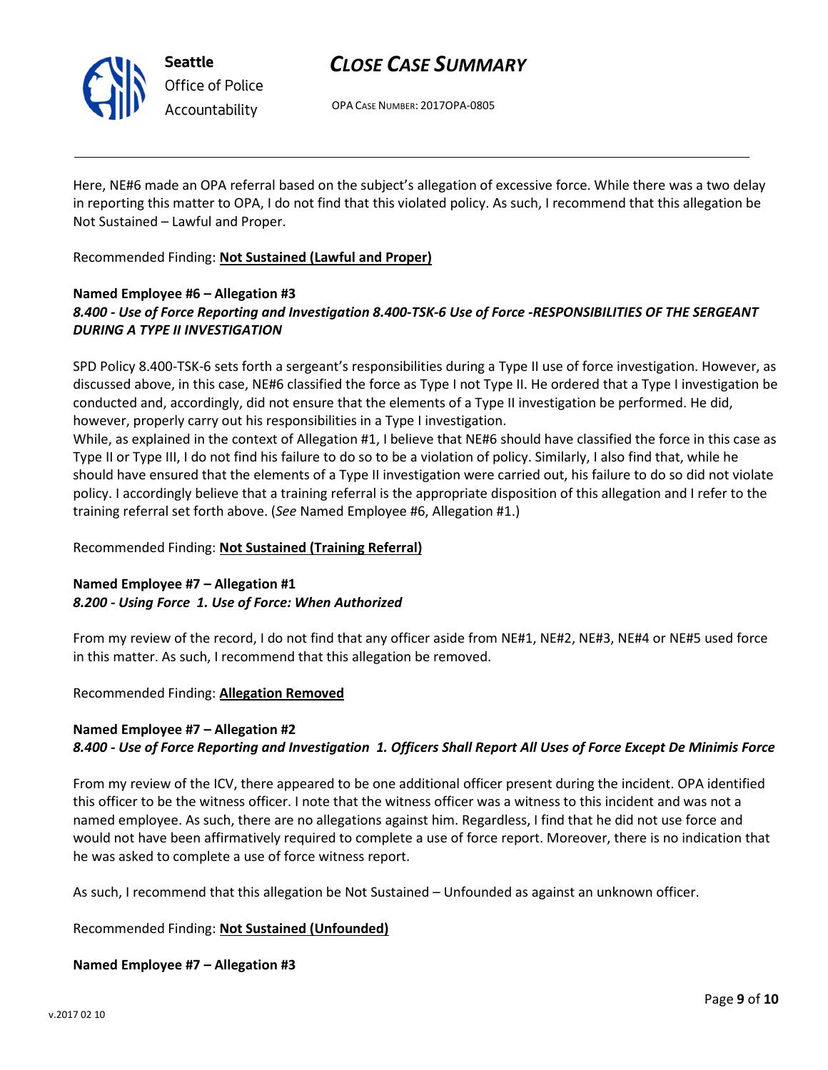Here, NE#6 made an OPA referral based on the subject's allegation of excessive force. While there was a two delay in reporting this matter to OPA, I do not find that this violated policy. As such, I recommend that this allegation be Not Sustained – Lawful and Proper.

Recommended Finding: **Not Sustained (Lawful and Proper)**

**Named Employee #6 – Allegation #3**
***8.400 - Use of Force Reporting and Investigation 8.400-TSK-6 Use of Force -RESPONSIBILITIES OF THE SERGEANT DURING A TYPE II INVESTIGATION***

SPD Policy 8.400-TSK-6 sets forth a sergeant's responsibilities during a Type II use of force investigation. However, as discussed above, in this case, NE#6 classified the force as Type I not Type II. He ordered that a Type I investigation be conducted and, accordingly, did not ensure that the elements of a Type II investigation be performed. He did, however, properly carry out his responsibilities in a Type I investigation.

While, as explained in the context of Allegation #1, I believe that NE#6 should have classified the force in this case as Type II or Type III, I do not find his failure to do so to be a violation of policy. Similarly, I also find that, while he should have ensured that the elements of a Type II investigation were carried out, his failure to do so did not violate policy. I accordingly believe that a training referral is the appropriate disposition of this allegation and I refer to the training referral set forth above. (*See* Named Employee #6, Allegation #1.)

Recommended Finding: **Not Sustained (Training Referral)**

**Named Employee #7 – Allegation #1**
***8.200 - Using Force 1. Use of Force: When Authorized***

From my review of the record, I do not find that any officer aside from NE#1, NE#2, NE#3, NE#4 or NE#5 used force in this matter. As such, I recommend that this allegation be removed.

Recommended Finding: **Allegation Removed**

**Named Employee #7 – Allegation #2**
***8.400 - Use of Force Reporting and Investigation 1. Officers Shall Report All Uses of Force Except De Minimis Force***

From my review of the ICV, there appeared to be one additional officer present during the incident. OPA identified this officer to be the witness officer. I note that the witness officer was a witness to this incident and was not a named employee. As such, there are no allegations against him. Regardless, I find that he did not use force and would not have been affirmatively required to complete a use of force report. Moreover, there is no indication that he was asked to complete a use of force witness report.

As such, I recommend that this allegation be Not Sustained – Unfounded as against an unknown officer.

Recommended Finding: **Not Sustained (Unfounded)**

**Named Employee #7 – Allegation #3**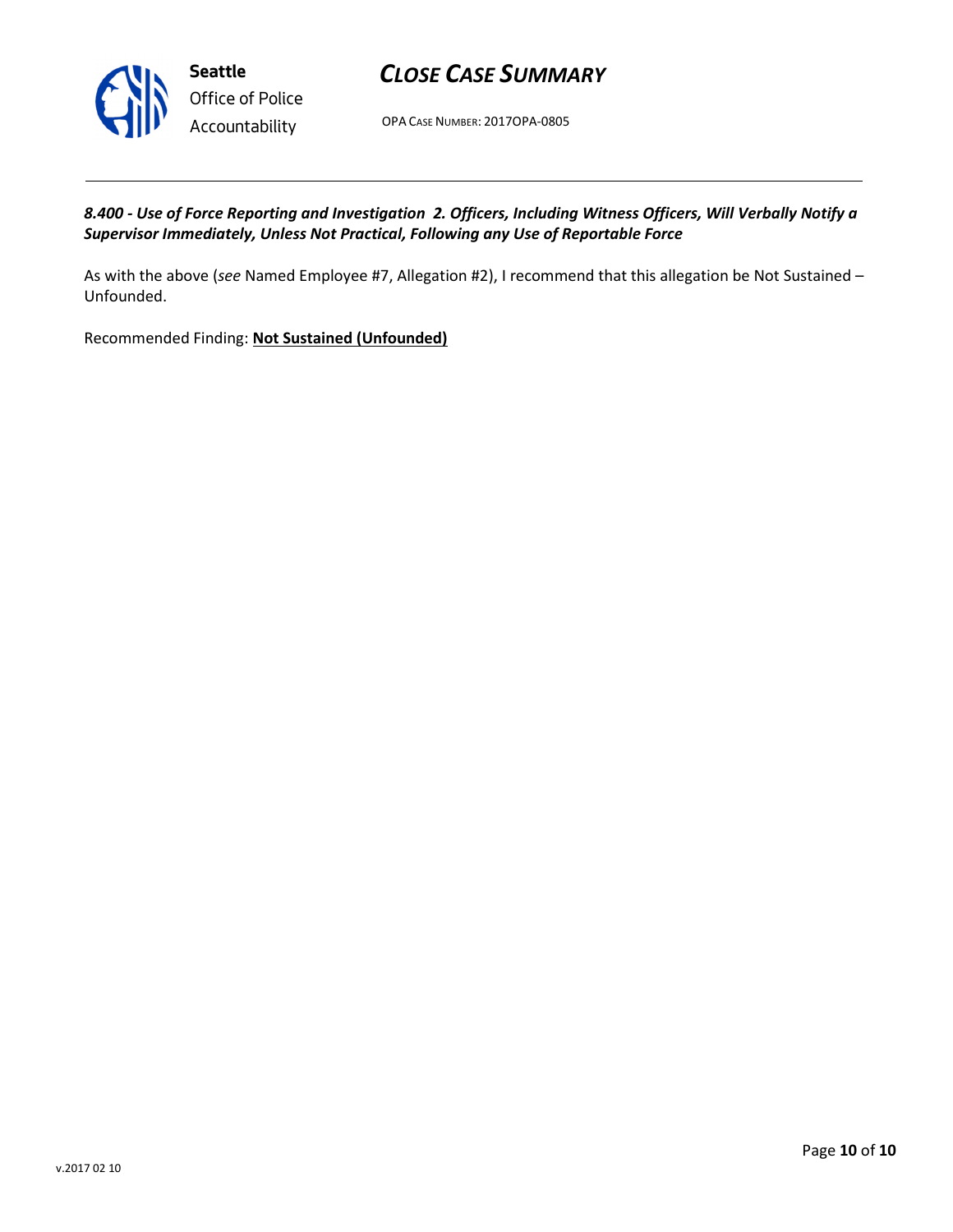***8.400 - Use of Force Reporting and Investigation 2. Officers, Including Witness Officers, Will Verbally Notify a Supervisor Immediately, Unless Not Practical, Following any Use of Reportable Force***

As with the above (*see* Named Employee #7, Allegation #2), I recommend that this allegation be Not Sustained – Unfounded.

Recommended Finding: **Not Sustained (Unfounded)**